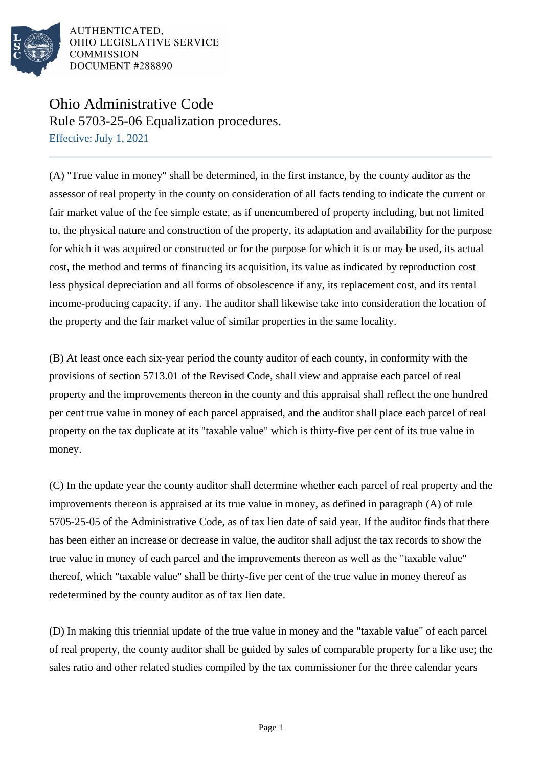AUTHENTICATED,
OHIO LEGISLATIVE SERVICE
COMMISSION
DOCUMENT #288890

# Ohio Administrative Code
## Rule 5703-25-06 Equalization procedures.

Effective: July 1, 2021

(A) "True value in money" shall be determined, in the first instance, by the county auditor as the assessor of real property in the county on consideration of all facts tending to indicate the current or fair market value of the fee simple estate, as if unencumbered of property including, but not limited to, the physical nature and construction of the property, its adaptation and availability for the purpose for which it was acquired or constructed or for the purpose for which it is or may be used, its actual cost, the method and terms of financing its acquisition, its value as indicated by reproduction cost less physical depreciation and all forms of obsolescence if any, its replacement cost, and its rental income-producing capacity, if any. The auditor shall likewise take into consideration the location of the property and the fair market value of similar properties in the same locality.

(B) At least once each six-year period the county auditor of each county, in conformity with the provisions of section 5713.01 of the Revised Code, shall view and appraise each parcel of real property and the improvements thereon in the county and this appraisal shall reflect the one hundred per cent true value in money of each parcel appraised, and the auditor shall place each parcel of real property on the tax duplicate at its "taxable value" which is thirty-five per cent of its true value in money.

(C) In the update year the county auditor shall determine whether each parcel of real property and the improvements thereon is appraised at its true value in money, as defined in paragraph (A) of rule 5705-25-05 of the Administrative Code, as of tax lien date of said year. If the auditor finds that there has been either an increase or decrease in value, the auditor shall adjust the tax records to show the true value in money of each parcel and the improvements thereon as well as the "taxable value" thereof, which "taxable value" shall be thirty-five per cent of the true value in money thereof as redetermined by the county auditor as of tax lien date.

(D) In making this triennial update of the true value in money and the "taxable value" of each parcel of real property, the county auditor shall be guided by sales of comparable property for a like use; the sales ratio and other related studies compiled by the tax commissioner for the three calendar years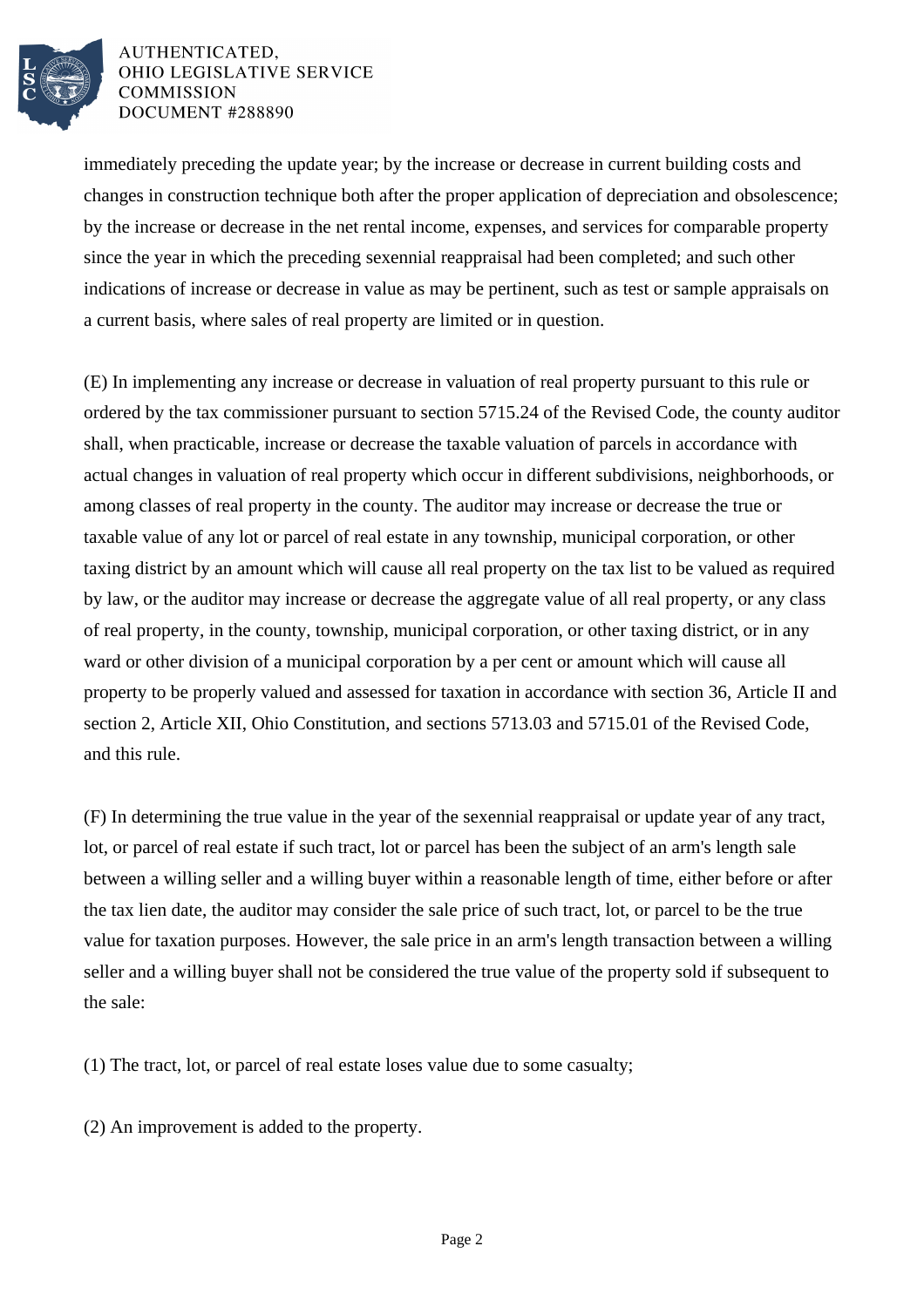immediately preceding the update year; by the increase or decrease in current building costs and changes in construction technique both after the proper application of depreciation and obsolescence; by the increase or decrease in the net rental income, expenses, and services for comparable property since the year in which the preceding sexennial reappraisal had been completed; and such other indications of increase or decrease in value as may be pertinent, such as test or sample appraisals on a current basis, where sales of real property are limited or in question.

(E) In implementing any increase or decrease in valuation of real property pursuant to this rule or ordered by the tax commissioner pursuant to section 5715.24 of the Revised Code, the county auditor shall, when practicable, increase or decrease the taxable valuation of parcels in accordance with actual changes in valuation of real property which occur in different subdivisions, neighborhoods, or among classes of real property in the county. The auditor may increase or decrease the true or taxable value of any lot or parcel of real estate in any township, municipal corporation, or other taxing district by an amount which will cause all real property on the tax list to be valued as required by law, or the auditor may increase or decrease the aggregate value of all real property, or any class of real property, in the county, township, municipal corporation, or other taxing district, or in any ward or other division of a municipal corporation by a per cent or amount which will cause all property to be properly valued and assessed for taxation in accordance with section 36, Article II and section 2, Article XII, Ohio Constitution, and sections 5713.03 and 5715.01 of the Revised Code, and this rule.

(F) In determining the true value in the year of the sexennial reappraisal or update year of any tract, lot, or parcel of real estate if such tract, lot or parcel has been the subject of an arm's length sale between a willing seller and a willing buyer within a reasonable length of time, either before or after the tax lien date, the auditor may consider the sale price of such tract, lot, or parcel to be the true value for taxation purposes. However, the sale price in an arm's length transaction between a willing seller and a willing buyer shall not be considered the true value of the property sold if subsequent to the sale:

(1) The tract, lot, or parcel of real estate loses value due to some casualty;

(2) An improvement is added to the property.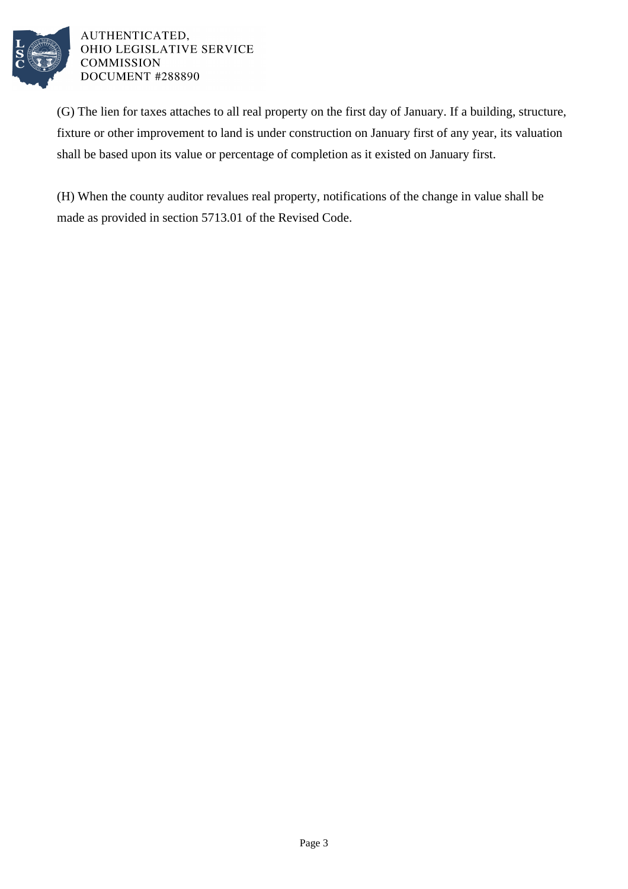(G) The lien for taxes attaches to all real property on the first day of January. If a building, structure, fixture or other improvement to land is under construction on January first of any year, its valuation shall be based upon its value or percentage of completion as it existed on January first.

(H) When the county auditor revalues real property, notifications of the change in value shall be made as provided in section 5713.01 of the Revised Code.